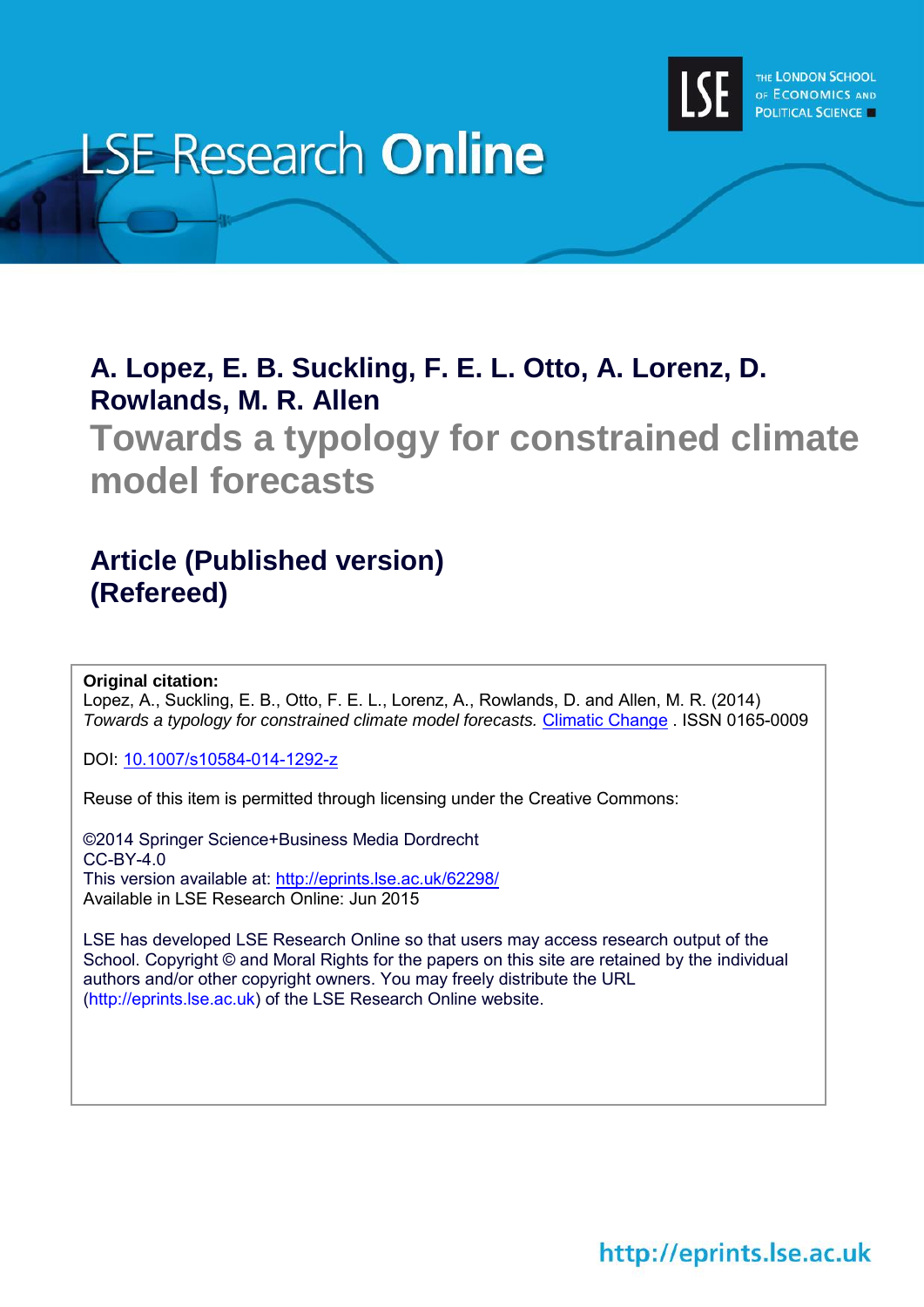LSE Research Online

**A. Lopez, E. B. Suckling, F. E. L. Otto, A. Lorenz, D. Rowlands, M. R. Allen**

# Towards a typology for constrained climate model forecasts

## Article (Published version) (Refereed)

**Original citation:**
Lopez, A., Suckling, E. B., Otto, F. E. L., Lorenz, A., Rowlands, D. and Allen, M. R. (2014) *Towards a typology for constrained climate model forecasts.* Climatic Change . ISSN 0165-0009

DOI: 10.1007/s10584-014-1292-z

Reuse of this item is permitted through licensing under the Creative Commons:

©2014 Springer Science+Business Media Dordrecht
CC-BY-4.0
This version available at: http://eprints.lse.ac.uk/62298/
Available in LSE Research Online: Jun 2015

LSE has developed LSE Research Online so that users may access research output of the School. Copyright © and Moral Rights for the papers on this site are retained by the individual authors and/or other copyright owners. You may freely distribute the URL (http://eprints.lse.ac.uk) of the LSE Research Online website.

http://eprints.lse.ac.uk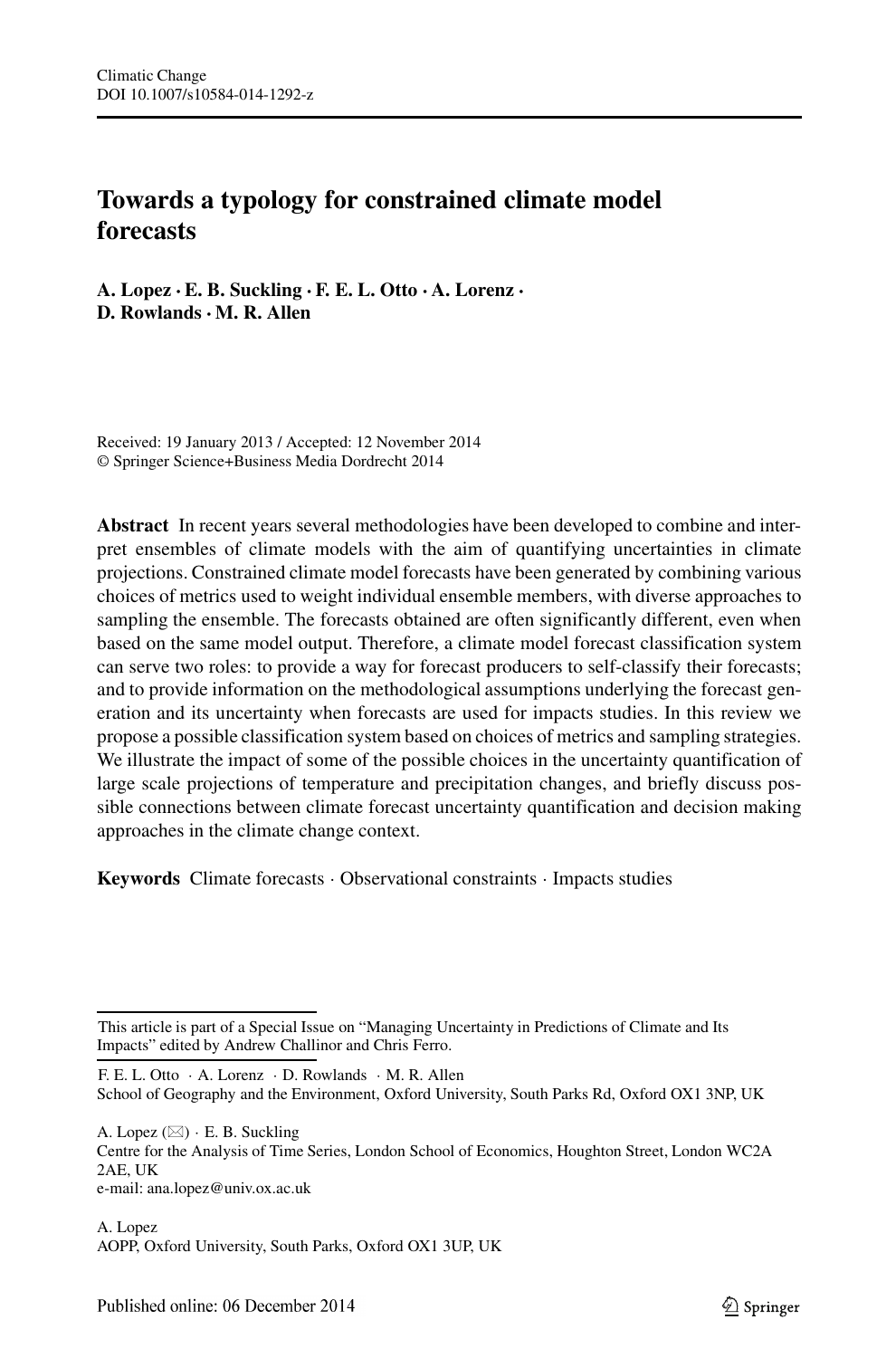# Towards a typology for constrained climate model forecasts

**A. Lopez · E. B. Suckling · F. E. L. Otto · A. Lorenz · D. Rowlands · M. R. Allen**

Received: 19 January 2013 / Accepted: 12 November 2014
© Springer Science+Business Media Dordrecht 2014

**Abstract** In recent years several methodologies have been developed to combine and interpret ensembles of climate models with the aim of quantifying uncertainties in climate projections. Constrained climate model forecasts have been generated by combining various choices of metrics used to weight individual ensemble members, with diverse approaches to sampling the ensemble. The forecasts obtained are often significantly different, even when based on the same model output. Therefore, a climate model forecast classification system can serve two roles: to provide a way for forecast producers to self-classify their forecasts; and to provide information on the methodological assumptions underlying the forecast generation and its uncertainty when forecasts are used for impacts studies. In this review we propose a possible classification system based on choices of metrics and sampling strategies. We illustrate the impact of some of the possible choices in the uncertainty quantification of large scale projections of temperature and precipitation changes, and briefly discuss possible connections between climate forecast uncertainty quantification and decision making approaches in the climate change context.

**Keywords** Climate forecasts · Observational constraints · Impacts studies

This article is part of a Special Issue on "Managing Uncertainty in Predictions of Climate and Its Impacts" edited by Andrew Challinor and Chris Ferro.

F. E. L. Otto · A. Lorenz · D. Rowlands · M. R. Allen
School of Geography and the Environment, Oxford University, South Parks Rd, Oxford OX1 3NP, UK

A. Lopez (✉) · E. B. Suckling
Centre for the Analysis of Time Series, London School of Economics, Houghton Street, London WC2A 2AE, UK
e-mail: ana.lopez@univ.ox.ac.uk

A. Lopez
AOPP, Oxford University, South Parks, Oxford OX1 3UP, UK

Published online: 06 December 2014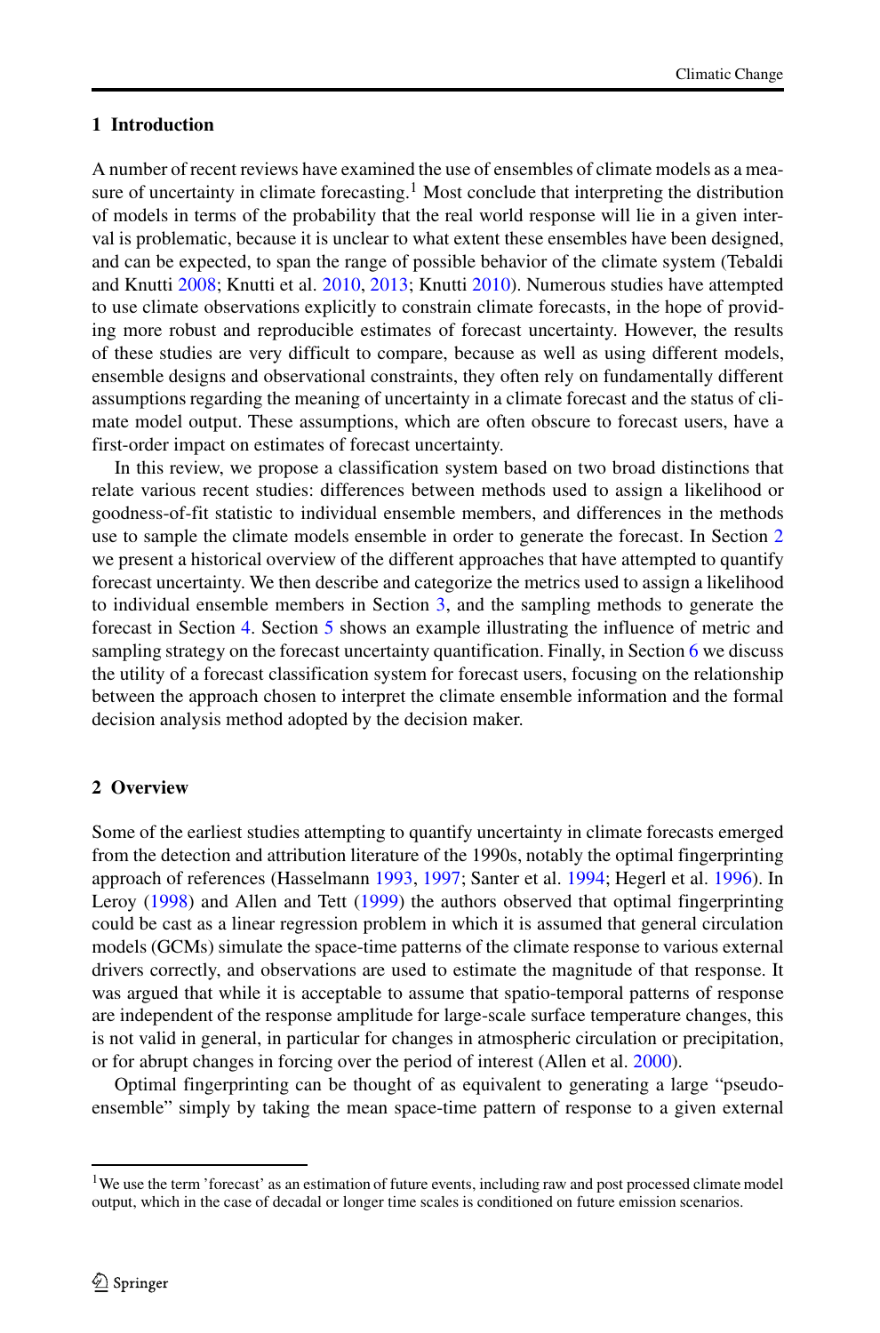## 1 Introduction

A number of recent reviews have examined the use of ensembles of climate models as a measure of uncertainty in climate forecasting.[1] Most conclude that interpreting the distribution of models in terms of the probability that the real world response will lie in a given interval is problematic, because it is unclear to what extent these ensembles have been designed, and can be expected, to span the range of possible behavior of the climate system (Tebaldi and Knutti 2008; Knutti et al. 2010, 2013; Knutti 2010). Numerous studies have attempted to use climate observations explicitly to constrain climate forecasts, in the hope of providing more robust and reproducible estimates of forecast uncertainty. However, the results of these studies are very difficult to compare, because as well as using different models, ensemble designs and observational constraints, they often rely on fundamentally different assumptions regarding the meaning of uncertainty in a climate forecast and the status of climate model output. These assumptions, which are often obscure to forecast users, have a first-order impact on estimates of forecast uncertainty.

In this review, we propose a classification system based on two broad distinctions that relate various recent studies: differences between methods used to assign a likelihood or goodness-of-fit statistic to individual ensemble members, and differences in the methods use to sample the climate models ensemble in order to generate the forecast. In Section 2 we present a historical overview of the different approaches that have attempted to quantify forecast uncertainty. We then describe and categorize the metrics used to assign a likelihood to individual ensemble members in Section 3, and the sampling methods to generate the forecast in Section 4. Section 5 shows an example illustrating the influence of metric and sampling strategy on the forecast uncertainty quantification. Finally, in Section 6 we discuss the utility of a forecast classification system for forecast users, focusing on the relationship between the approach chosen to interpret the climate ensemble information and the formal decision analysis method adopted by the decision maker.

## 2 Overview

Some of the earliest studies attempting to quantify uncertainty in climate forecasts emerged from the detection and attribution literature of the 1990s, notably the optimal fingerprinting approach of references (Hasselmann 1993, 1997; Santer et al. 1994; Hegerl et al. 1996). In Leroy (1998) and Allen and Tett (1999) the authors observed that optimal fingerprinting could be cast as a linear regression problem in which it is assumed that general circulation models (GCMs) simulate the space-time patterns of the climate response to various external drivers correctly, and observations are used to estimate the magnitude of that response. It was argued that while it is acceptable to assume that spatio-temporal patterns of response are independent of the response amplitude for large-scale surface temperature changes, this is not valid in general, in particular for changes in atmospheric circulation or precipitation, or for abrupt changes in forcing over the period of interest (Allen et al. 2000).

Optimal fingerprinting can be thought of as equivalent to generating a large "pseudo-ensemble" simply by taking the mean space-time pattern of response to a given external

---

[1] We use the term 'forecast' as an estimation of future events, including raw and post processed climate model output, which in the case of decadal or longer time scales is conditioned on future emission scenarios.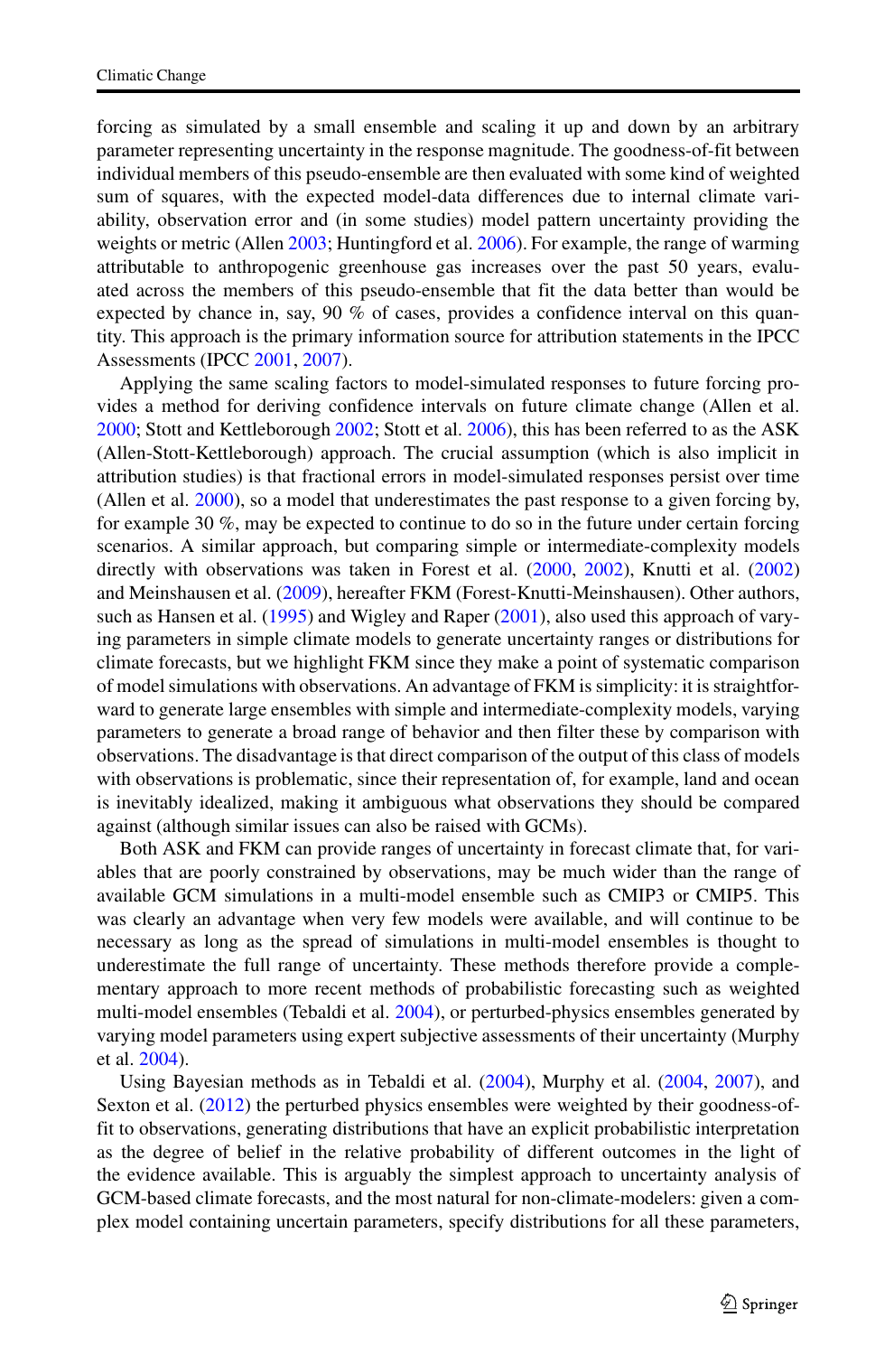forcing as simulated by a small ensemble and scaling it up and down by an arbitrary parameter representing uncertainty in the response magnitude. The goodness-of-fit between individual members of this pseudo-ensemble are then evaluated with some kind of weighted sum of squares, with the expected model-data differences due to internal climate variability, observation error and (in some studies) model pattern uncertainty providing the weights or metric (Allen 2003; Huntingford et al. 2006). For example, the range of warming attributable to anthropogenic greenhouse gas increases over the past 50 years, evaluated across the members of this pseudo-ensemble that fit the data better than would be expected by chance in, say, 90 % of cases, provides a confidence interval on this quantity. This approach is the primary information source for attribution statements in the IPCC Assessments (IPCC 2001, 2007).

Applying the same scaling factors to model-simulated responses to future forcing provides a method for deriving confidence intervals on future climate change (Allen et al. 2000; Stott and Kettleborough 2002; Stott et al. 2006), this has been referred to as the ASK (Allen-Stott-Kettleborough) approach. The crucial assumption (which is also implicit in attribution studies) is that fractional errors in model-simulated responses persist over time (Allen et al. 2000), so a model that underestimates the past response to a given forcing by, for example 30 %, may be expected to continue to do so in the future under certain forcing scenarios. A similar approach, but comparing simple or intermediate-complexity models directly with observations was taken in Forest et al. (2000, 2002), Knutti et al. (2002) and Meinshausen et al. (2009), hereafter FKM (Forest-Knutti-Meinshausen). Other authors, such as Hansen et al. (1995) and Wigley and Raper (2001), also used this approach of varying parameters in simple climate models to generate uncertainty ranges or distributions for climate forecasts, but we highlight FKM since they make a point of systematic comparison of model simulations with observations. An advantage of FKM is simplicity: it is straightforward to generate large ensembles with simple and intermediate-complexity models, varying parameters to generate a broad range of behavior and then filter these by comparison with observations. The disadvantage is that direct comparison of the output of this class of models with observations is problematic, since their representation of, for example, land and ocean is inevitably idealized, making it ambiguous what observations they should be compared against (although similar issues can also be raised with GCMs).

Both ASK and FKM can provide ranges of uncertainty in forecast climate that, for variables that are poorly constrained by observations, may be much wider than the range of available GCM simulations in a multi-model ensemble such as CMIP3 or CMIP5. This was clearly an advantage when very few models were available, and will continue to be necessary as long as the spread of simulations in multi-model ensembles is thought to underestimate the full range of uncertainty. These methods therefore provide a complementary approach to more recent methods of probabilistic forecasting such as weighted multi-model ensembles (Tebaldi et al. 2004), or perturbed-physics ensembles generated by varying model parameters using expert subjective assessments of their uncertainty (Murphy et al. 2004).

Using Bayesian methods as in Tebaldi et al. (2004), Murphy et al. (2004, 2007), and Sexton et al. (2012) the perturbed physics ensembles were weighted by their goodness-of-fit to observations, generating distributions that have an explicit probabilistic interpretation as the degree of belief in the relative probability of different outcomes in the light of the evidence available. This is arguably the simplest approach to uncertainty analysis of GCM-based climate forecasts, and the most natural for non-climate-modelers: given a complex model containing uncertain parameters, specify distributions for all these parameters,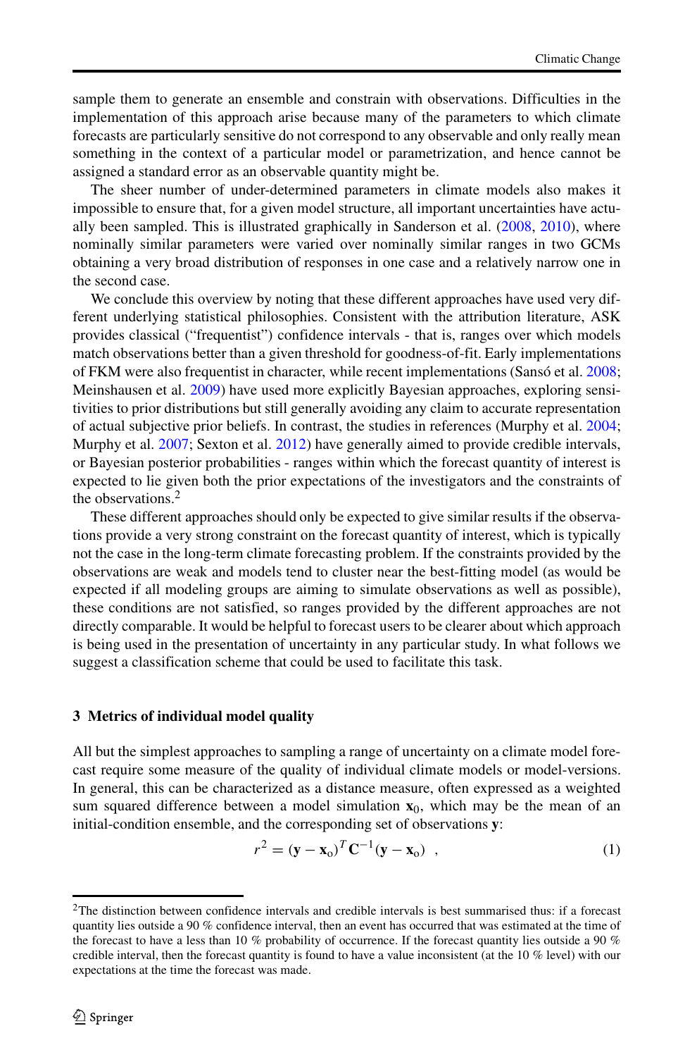sample them to generate an ensemble and constrain with observations. Difficulties in the implementation of this approach arise because many of the parameters to which climate forecasts are particularly sensitive do not correspond to any observable and only really mean something in the context of a particular model or parametrization, and hence cannot be assigned a standard error as an observable quantity might be.

The sheer number of under-determined parameters in climate models also makes it impossible to ensure that, for a given model structure, all important uncertainties have actually been sampled. This is illustrated graphically in Sanderson et al. (2008, 2010), where nominally similar parameters were varied over nominally similar ranges in two GCMs obtaining a very broad distribution of responses in one case and a relatively narrow one in the second case.

We conclude this overview by noting that these different approaches have used very different underlying statistical philosophies. Consistent with the attribution literature, ASK provides classical ("frequentist") confidence intervals - that is, ranges over which models match observations better than a given threshold for goodness-of-fit. Early implementations of FKM were also frequentist in character, while recent implementations (Sansó et al. 2008; Meinshausen et al. 2009) have used more explicitly Bayesian approaches, exploring sensitivities to prior distributions but still generally avoiding any claim to accurate representation of actual subjective prior beliefs. In contrast, the studies in references (Murphy et al. 2004; Murphy et al. 2007; Sexton et al. 2012) have generally aimed to provide credible intervals, or Bayesian posterior probabilities - ranges within which the forecast quantity of interest is expected to lie given both the prior expectations of the investigators and the constraints of the observations.[2]

These different approaches should only be expected to give similar results if the observations provide a very strong constraint on the forecast quantity of interest, which is typically not the case in the long-term climate forecasting problem. If the constraints provided by the observations are weak and models tend to cluster near the best-fitting model (as would be expected if all modeling groups are aiming to simulate observations as well as possible), these conditions are not satisfied, so ranges provided by the different approaches are not directly comparable. It would be helpful to forecast users to be clearer about which approach is being used in the presentation of uncertainty in any particular study. In what follows we suggest a classification scheme that could be used to facilitate this task.

## 3 Metrics of individual model quality

All but the simplest approaches to sampling a range of uncertainty on a climate model forecast require some measure of the quality of individual climate models or model-versions. In general, this can be characterized as a distance measure, often expressed as a weighted sum squared difference between a model simulation $\mathbf{x}_0$, which may be the mean of an initial-condition ensemble, and the corresponding set of observations $\mathbf{y}$:

$$r^2 = (\mathbf{y} - \mathbf{x}_\mathrm{o})^T \mathbf{C}^{-1} (\mathbf{y} - \mathbf{x}_\mathrm{o}) \quad , \tag{1}$$

[2]The distinction between confidence intervals and credible intervals is best summarised thus: if a forecast quantity lies outside a 90 % confidence interval, then an event has occurred that was estimated at the time of the forecast to have a less than 10 % probability of occurrence. If the forecast quantity lies outside a 90 % credible interval, then the forecast quantity is found to have a value inconsistent (at the 10 % level) with our expectations at the time the forecast was made.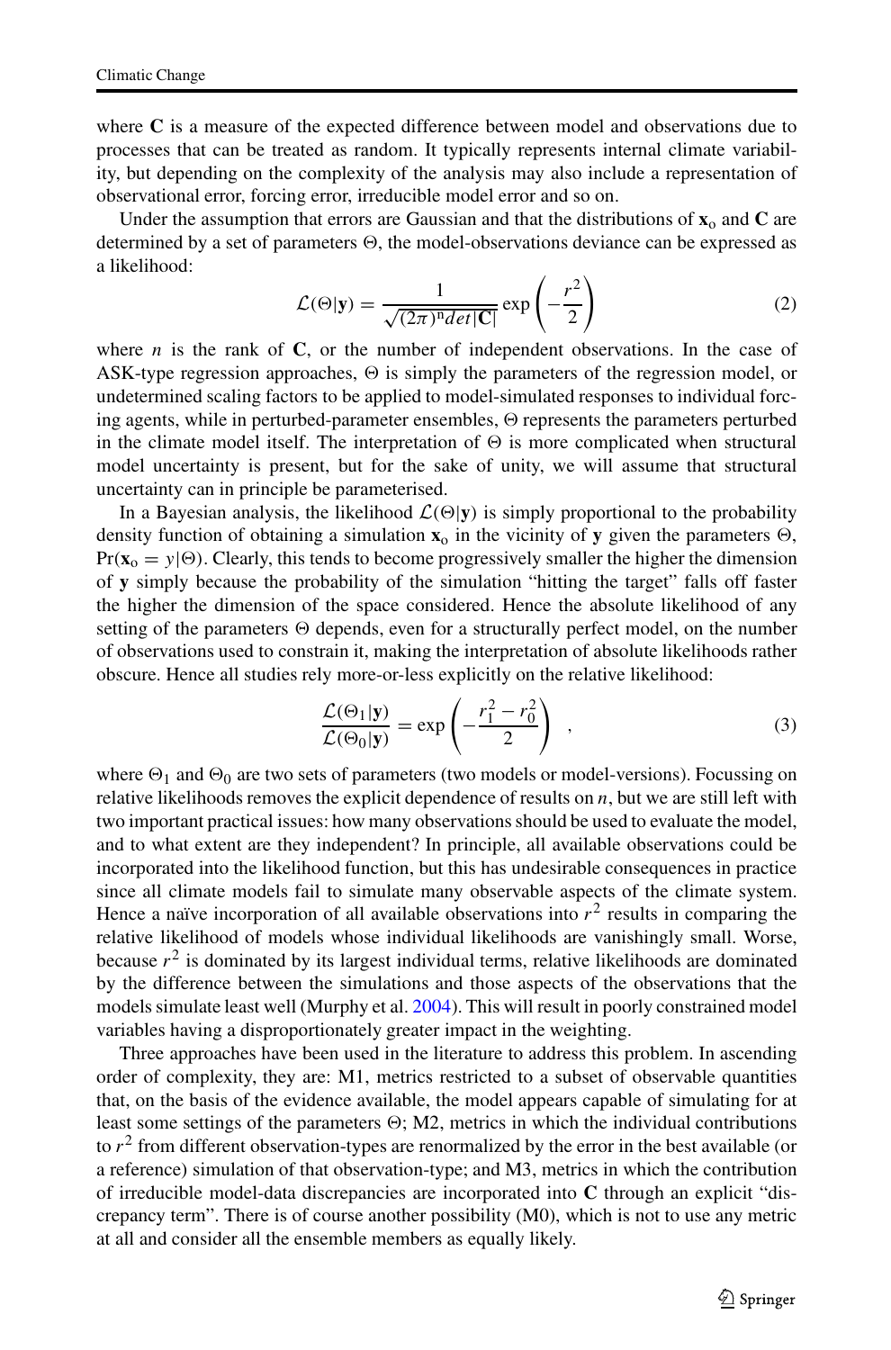where $\mathbf{C}$ is a measure of the expected difference between model and observations due to processes that can be treated as random. It typically represents internal climate variability, but depending on the complexity of the analysis may also include a representation of observational error, forcing error, irreducible model error and so on.

Under the assumption that errors are Gaussian and that the distributions of $\mathbf{x}_\text{o}$ and $\mathbf{C}$ are determined by a set of parameters $\Theta$, the model-observations deviance can be expressed as a likelihood:

$$\mathcal{L}(\Theta|\mathbf{y}) = \frac{1}{\sqrt{(2\pi)^\text{n} det|\mathbf{C}|}} \exp\left(-\frac{r^2}{2}\right) \tag{2}$$

where $n$ is the rank of $\mathbf{C}$, or the number of independent observations. In the case of ASK-type regression approaches, $\Theta$ is simply the parameters of the regression model, or undetermined scaling factors to be applied to model-simulated responses to individual forcing agents, while in perturbed-parameter ensembles, $\Theta$ represents the parameters perturbed in the climate model itself. The interpretation of $\Theta$ is more complicated when structural model uncertainty is present, but for the sake of unity, we will assume that structural uncertainty can in principle be parameterised.

In a Bayesian analysis, the likelihood $\mathcal{L}(\Theta|\mathbf{y})$ is simply proportional to the probability density function of obtaining a simulation $\mathbf{x}_\text{o}$ in the vicinity of $\mathbf{y}$ given the parameters $\Theta$, $\Pr(\mathbf{x}_\text{o} = y|\Theta)$. Clearly, this tends to become progressively smaller the higher the dimension of $\mathbf{y}$ simply because the probability of the simulation "hitting the target" falls off faster the higher the dimension of the space considered. Hence the absolute likelihood of any setting of the parameters $\Theta$ depends, even for a structurally perfect model, on the number of observations used to constrain it, making the interpretation of absolute likelihoods rather obscure. Hence all studies rely more-or-less explicitly on the relative likelihood:

$$\frac{\mathcal{L}(\Theta_1|\mathbf{y})}{\mathcal{L}(\Theta_0|\mathbf{y})} = \exp\left(-\frac{r_1^2 - r_0^2}{2}\right) \quad , \tag{3}$$

where $\Theta_1$ and $\Theta_0$ are two sets of parameters (two models or model-versions). Focussing on relative likelihoods removes the explicit dependence of results on $n$, but we are still left with two important practical issues: how many observations should be used to evaluate the model, and to what extent are they independent? In principle, all available observations could be incorporated into the likelihood function, but this has undesirable consequences in practice since all climate models fail to simulate many observable aspects of the climate system. Hence a naïve incorporation of all available observations into $r^2$ results in comparing the relative likelihood of models whose individual likelihoods are vanishingly small. Worse, because $r^2$ is dominated by its largest individual terms, relative likelihoods are dominated by the difference between the simulations and those aspects of the observations that the models simulate least well (Murphy et al. 2004). This will result in poorly constrained model variables having a disproportionately greater impact in the weighting.

Three approaches have been used in the literature to address this problem. In ascending order of complexity, they are: M1, metrics restricted to a subset of observable quantities that, on the basis of the evidence available, the model appears capable of simulating for at least some settings of the parameters $\Theta$; M2, metrics in which the individual contributions to $r^2$ from different observation-types are renormalized by the error in the best available (or a reference) simulation of that observation-type; and M3, metrics in which the contribution of irreducible model-data discrepancies are incorporated into $\mathbf{C}$ through an explicit "discrepancy term". There is of course another possibility (M0), which is not to use any metric at all and consider all the ensemble members as equally likely.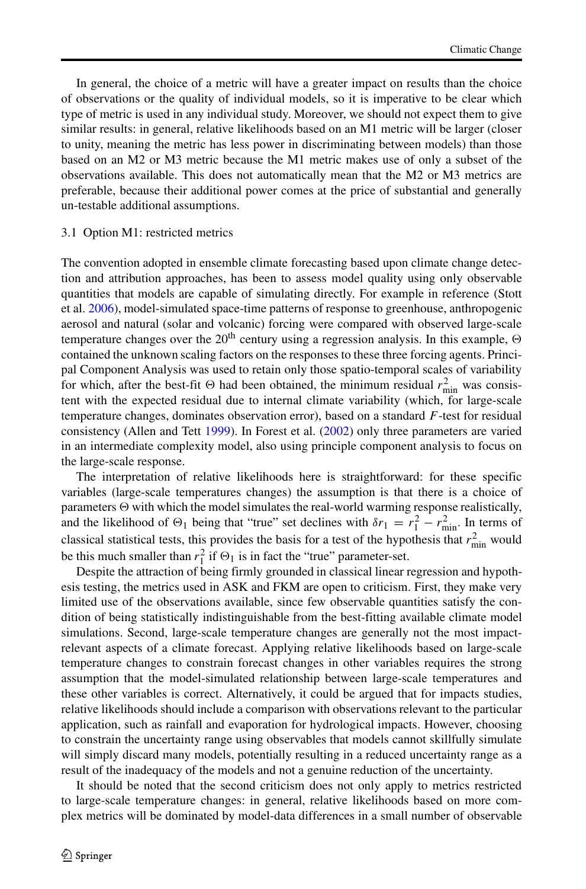In general, the choice of a metric will have a greater impact on results than the choice of observations or the quality of individual models, so it is imperative to be clear which type of metric is used in any individual study. Moreover, we should not expect them to give similar results: in general, relative likelihoods based on an M1 metric will be larger (closer to unity, meaning the metric has less power in discriminating between models) than those based on an M2 or M3 metric because the M1 metric makes use of only a subset of the observations available. This does not automatically mean that the M2 or M3 metrics are preferable, because their additional power comes at the price of substantial and generally un-testable additional assumptions.

### 3.1 Option M1: restricted metrics

The convention adopted in ensemble climate forecasting based upon climate change detection and attribution approaches, has been to assess model quality using only observable quantities that models are capable of simulating directly. For example in reference (Stott et al. 2006), model-simulated space-time patterns of response to greenhouse, anthropogenic aerosol and natural (solar and volcanic) forcing were compared with observed large-scale temperature changes over the 20[th] century using a regression analysis. In this example, $\Theta$ contained the unknown scaling factors on the responses to these three forcing agents. Principal Component Analysis was used to retain only those spatio-temporal scales of variability for which, after the best-fit $\Theta$ had been obtained, the minimum residual $r^2_{\min}$ was consistent with the expected residual due to internal climate variability (which, for large-scale temperature changes, dominates observation error), based on a standard $F$-test for residual consistency (Allen and Tett 1999). In Forest et al. (2002) only three parameters are varied in an intermediate complexity model, also using principle component analysis to focus on the large-scale response.

The interpretation of relative likelihoods here is straightforward: for these specific variables (large-scale temperatures changes) the assumption is that there is a choice of parameters $\Theta$ with which the model simulates the real-world warming response realistically, and the likelihood of $\Theta_1$ being that "true" set declines with $\delta r_1 = r_1^2 - r^2_{\min}$. In terms of classical statistical tests, this provides the basis for a test of the hypothesis that $r^2_{\min}$ would be this much smaller than $r_1^2$ if $\Theta_1$ is in fact the "true" parameter-set.

Despite the attraction of being firmly grounded in classical linear regression and hypothesis testing, the metrics used in ASK and FKM are open to criticism. First, they make very limited use of the observations available, since few observable quantities satisfy the condition of being statistically indistinguishable from the best-fitting available climate model simulations. Second, large-scale temperature changes are generally not the most impact-relevant aspects of a climate forecast. Applying relative likelihoods based on large-scale temperature changes to constrain forecast changes in other variables requires the strong assumption that the model-simulated relationship between large-scale temperatures and these other variables is correct. Alternatively, it could be argued that for impacts studies, relative likelihoods should include a comparison with observations relevant to the particular application, such as rainfall and evaporation for hydrological impacts. However, choosing to constrain the uncertainty range using observables that models cannot skillfully simulate will simply discard many models, potentially resulting in a reduced uncertainty range as a result of the inadequacy of the models and not a genuine reduction of the uncertainty.

It should be noted that the second criticism does not only apply to metrics restricted to large-scale temperature changes: in general, relative likelihoods based on more complex metrics will be dominated by model-data differences in a small number of observable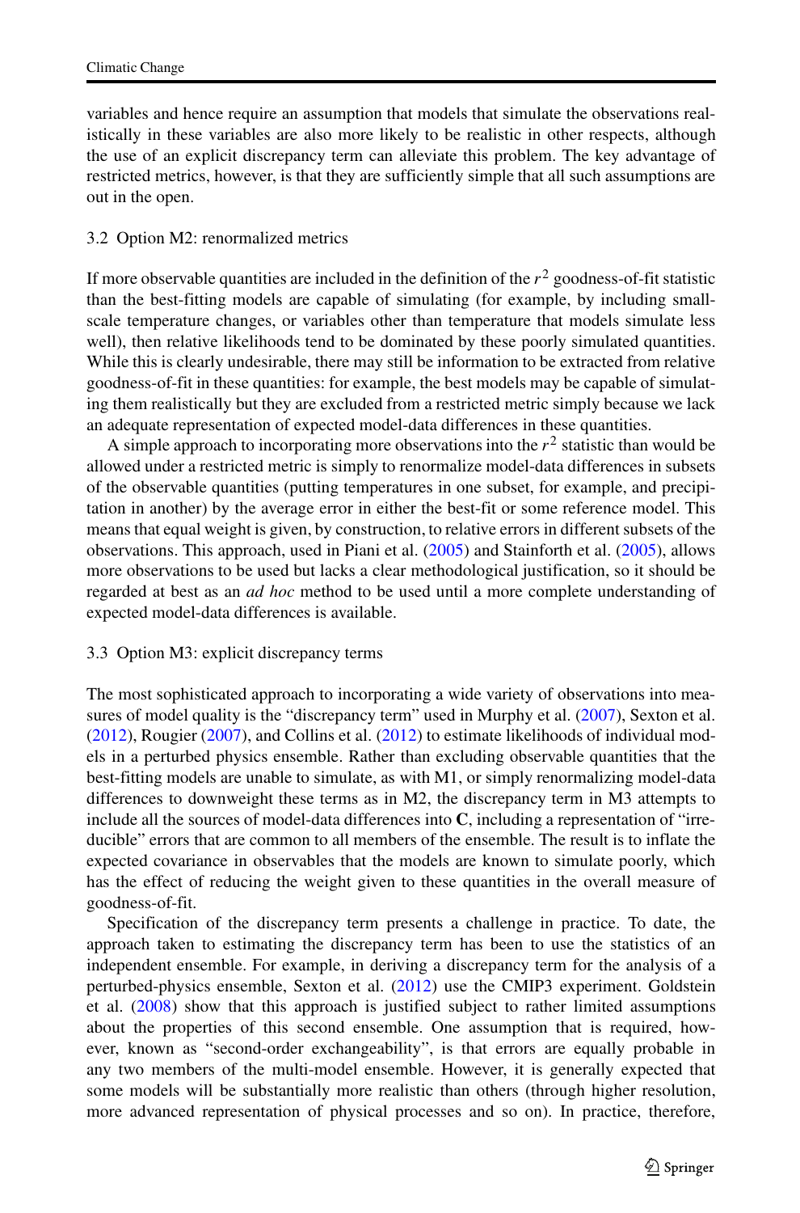variables and hence require an assumption that models that simulate the observations realistically in these variables are also more likely to be realistic in other respects, although the use of an explicit discrepancy term can alleviate this problem. The key advantage of restricted metrics, however, is that they are sufficiently simple that all such assumptions are out in the open.

### 3.2 Option M2: renormalized metrics

If more observable quantities are included in the definition of the $r^2$ goodness-of-fit statistic than the best-fitting models are capable of simulating (for example, by including small-scale temperature changes, or variables other than temperature that models simulate less well), then relative likelihoods tend to be dominated by these poorly simulated quantities. While this is clearly undesirable, there may still be information to be extracted from relative goodness-of-fit in these quantities: for example, the best models may be capable of simulating them realistically but they are excluded from a restricted metric simply because we lack an adequate representation of expected model-data differences in these quantities.

A simple approach to incorporating more observations into the $r^2$ statistic than would be allowed under a restricted metric is simply to renormalize model-data differences in subsets of the observable quantities (putting temperatures in one subset, for example, and precipitation in another) by the average error in either the best-fit or some reference model. This means that equal weight is given, by construction, to relative errors in different subsets of the observations. This approach, used in Piani et al. (2005) and Stainforth et al. (2005), allows more observations to be used but lacks a clear methodological justification, so it should be regarded at best as an *ad hoc* method to be used until a more complete understanding of expected model-data differences is available.

### 3.3 Option M3: explicit discrepancy terms

The most sophisticated approach to incorporating a wide variety of observations into measures of model quality is the "discrepancy term" used in Murphy et al. (2007), Sexton et al. (2012), Rougier (2007), and Collins et al. (2012) to estimate likelihoods of individual models in a perturbed physics ensemble. Rather than excluding observable quantities that the best-fitting models are unable to simulate, as with M1, or simply renormalizing model-data differences to downweight these terms as in M2, the discrepancy term in M3 attempts to include all the sources of model-data differences into $\mathbf{C}$, including a representation of "irreducible" errors that are common to all members of the ensemble. The result is to inflate the expected covariance in observables that the models are known to simulate poorly, which has the effect of reducing the weight given to these quantities in the overall measure of goodness-of-fit.

Specification of the discrepancy term presents a challenge in practice. To date, the approach taken to estimating the discrepancy term has been to use the statistics of an independent ensemble. For example, in deriving a discrepancy term for the analysis of a perturbed-physics ensemble, Sexton et al. (2012) use the CMIP3 experiment. Goldstein et al. (2008) show that this approach is justified subject to rather limited assumptions about the properties of this second ensemble. One assumption that is required, however, known as "second-order exchangeability", is that errors are equally probable in any two members of the multi-model ensemble. However, it is generally expected that some models will be substantially more realistic than others (through higher resolution, more advanced representation of physical processes and so on). In practice, therefore,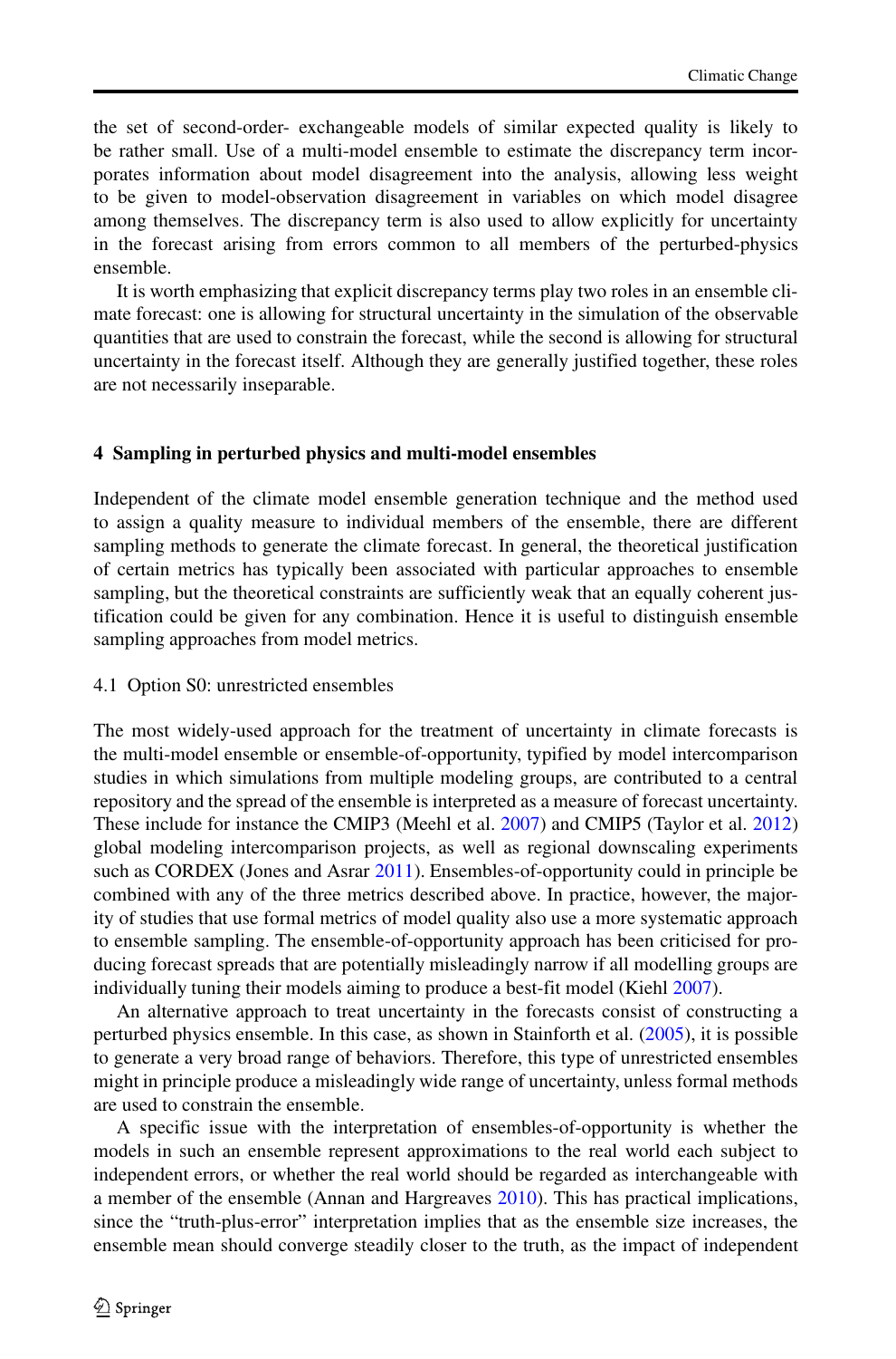the set of second-order- exchangeable models of similar expected quality is likely to be rather small. Use of a multi-model ensemble to estimate the discrepancy term incorporates information about model disagreement into the analysis, allowing less weight to be given to model-observation disagreement in variables on which model disagree among themselves. The discrepancy term is also used to allow explicitly for uncertainty in the forecast arising from errors common to all members of the perturbed-physics ensemble.

It is worth emphasizing that explicit discrepancy terms play two roles in an ensemble climate forecast: one is allowing for structural uncertainty in the simulation of the observable quantities that are used to constrain the forecast, while the second is allowing for structural uncertainty in the forecast itself. Although they are generally justified together, these roles are not necessarily inseparable.

## 4 Sampling in perturbed physics and multi-model ensembles

Independent of the climate model ensemble generation technique and the method used to assign a quality measure to individual members of the ensemble, there are different sampling methods to generate the climate forecast. In general, the theoretical justification of certain metrics has typically been associated with particular approaches to ensemble sampling, but the theoretical constraints are sufficiently weak that an equally coherent justification could be given for any combination. Hence it is useful to distinguish ensemble sampling approaches from model metrics.

### 4.1 Option S0: unrestricted ensembles

The most widely-used approach for the treatment of uncertainty in climate forecasts is the multi-model ensemble or ensemble-of-opportunity, typified by model intercomparison studies in which simulations from multiple modeling groups, are contributed to a central repository and the spread of the ensemble is interpreted as a measure of forecast uncertainty. These include for instance the CMIP3 (Meehl et al. 2007) and CMIP5 (Taylor et al. 2012) global modeling intercomparison projects, as well as regional downscaling experiments such as CORDEX (Jones and Asrar 2011). Ensembles-of-opportunity could in principle be combined with any of the three metrics described above. In practice, however, the majority of studies that use formal metrics of model quality also use a more systematic approach to ensemble sampling. The ensemble-of-opportunity approach has been criticised for producing forecast spreads that are potentially misleadingly narrow if all modelling groups are individually tuning their models aiming to produce a best-fit model (Kiehl 2007).

An alternative approach to treat uncertainty in the forecasts consist of constructing a perturbed physics ensemble. In this case, as shown in Stainforth et al. (2005), it is possible to generate a very broad range of behaviors. Therefore, this type of unrestricted ensembles might in principle produce a misleadingly wide range of uncertainty, unless formal methods are used to constrain the ensemble.

A specific issue with the interpretation of ensembles-of-opportunity is whether the models in such an ensemble represent approximations to the real world each subject to independent errors, or whether the real world should be regarded as interchangeable with a member of the ensemble (Annan and Hargreaves 2010). This has practical implications, since the "truth-plus-error" interpretation implies that as the ensemble size increases, the ensemble mean should converge steadily closer to the truth, as the impact of independent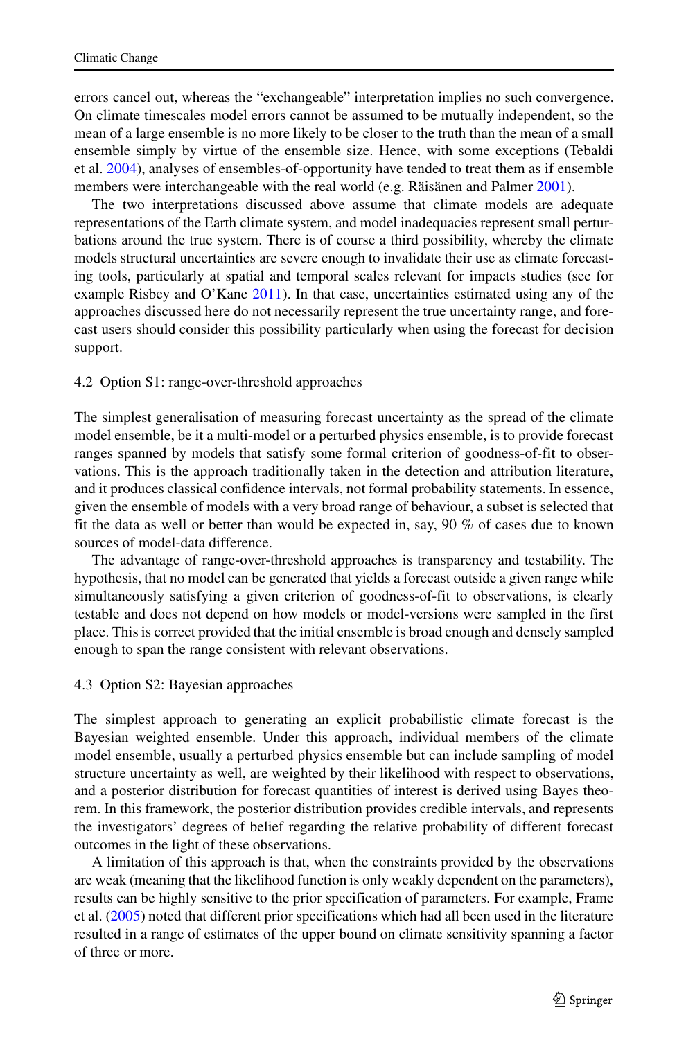errors cancel out, whereas the "exchangeable" interpretation implies no such convergence. On climate timescales model errors cannot be assumed to be mutually independent, so the mean of a large ensemble is no more likely to be closer to the truth than the mean of a small ensemble simply by virtue of the ensemble size. Hence, with some exceptions (Tebaldi et al. 2004), analyses of ensembles-of-opportunity have tended to treat them as if ensemble members were interchangeable with the real world (e.g. Räisänen and Palmer 2001).

The two interpretations discussed above assume that climate models are adequate representations of the Earth climate system, and model inadequacies represent small perturbations around the true system. There is of course a third possibility, whereby the climate models structural uncertainties are severe enough to invalidate their use as climate forecasting tools, particularly at spatial and temporal scales relevant for impacts studies (see for example Risbey and O'Kane 2011). In that case, uncertainties estimated using any of the approaches discussed here do not necessarily represent the true uncertainty range, and forecast users should consider this possibility particularly when using the forecast for decision support.

### 4.2 Option S1: range-over-threshold approaches

The simplest generalisation of measuring forecast uncertainty as the spread of the climate model ensemble, be it a multi-model or a perturbed physics ensemble, is to provide forecast ranges spanned by models that satisfy some formal criterion of goodness-of-fit to observations. This is the approach traditionally taken in the detection and attribution literature, and it produces classical confidence intervals, not formal probability statements. In essence, given the ensemble of models with a very broad range of behaviour, a subset is selected that fit the data as well or better than would be expected in, say, 90 % of cases due to known sources of model-data difference.

The advantage of range-over-threshold approaches is transparency and testability. The hypothesis, that no model can be generated that yields a forecast outside a given range while simultaneously satisfying a given criterion of goodness-of-fit to observations, is clearly testable and does not depend on how models or model-versions were sampled in the first place. This is correct provided that the initial ensemble is broad enough and densely sampled enough to span the range consistent with relevant observations.

### 4.3 Option S2: Bayesian approaches

The simplest approach to generating an explicit probabilistic climate forecast is the Bayesian weighted ensemble. Under this approach, individual members of the climate model ensemble, usually a perturbed physics ensemble but can include sampling of model structure uncertainty as well, are weighted by their likelihood with respect to observations, and a posterior distribution for forecast quantities of interest is derived using Bayes theorem. In this framework, the posterior distribution provides credible intervals, and represents the investigators' degrees of belief regarding the relative probability of different forecast outcomes in the light of these observations.

A limitation of this approach is that, when the constraints provided by the observations are weak (meaning that the likelihood function is only weakly dependent on the parameters), results can be highly sensitive to the prior specification of parameters. For example, Frame et al. (2005) noted that different prior specifications which had all been used in the literature resulted in a range of estimates of the upper bound on climate sensitivity spanning a factor of three or more.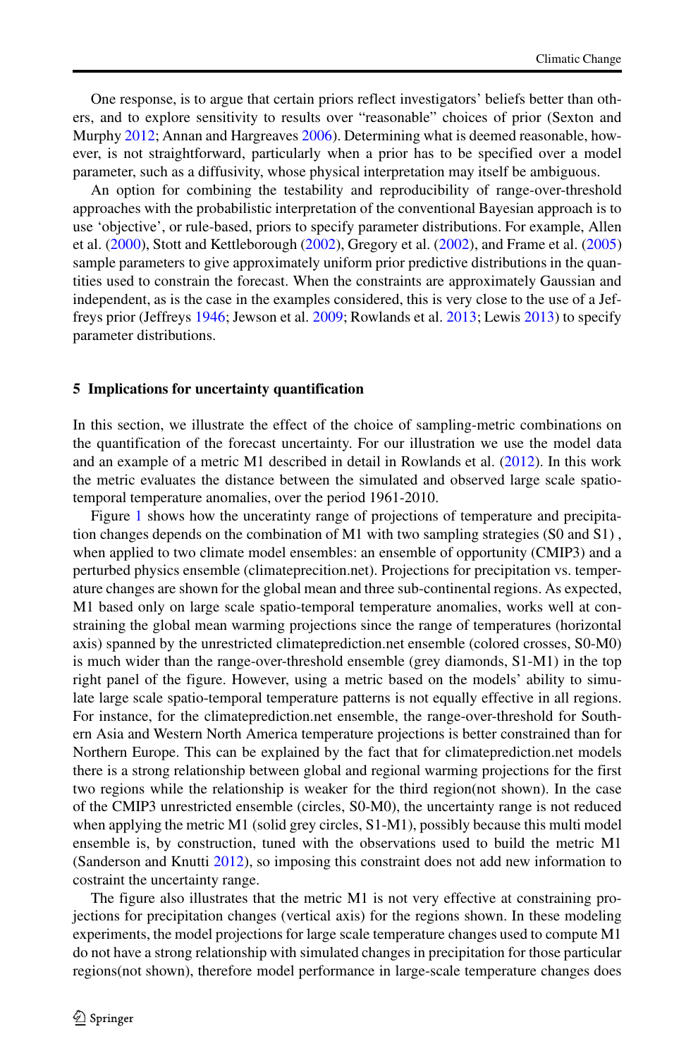One response, is to argue that certain priors reflect investigators' beliefs better than others, and to explore sensitivity to results over "reasonable" choices of prior (Sexton and Murphy 2012; Annan and Hargreaves 2006). Determining what is deemed reasonable, however, is not straightforward, particularly when a prior has to be specified over a model parameter, such as a diffusivity, whose physical interpretation may itself be ambiguous.

An option for combining the testability and reproducibility of range-over-threshold approaches with the probabilistic interpretation of the conventional Bayesian approach is to use 'objective', or rule-based, priors to specify parameter distributions. For example, Allen et al. (2000), Stott and Kettleborough (2002), Gregory et al. (2002), and Frame et al. (2005) sample parameters to give approximately uniform prior predictive distributions in the quantities used to constrain the forecast. When the constraints are approximately Gaussian and independent, as is the case in the examples considered, this is very close to the use of a Jeffreys prior (Jeffreys 1946; Jewson et al. 2009; Rowlands et al. 2013; Lewis 2013) to specify parameter distributions.

## 5 Implications for uncertainty quantification

In this section, we illustrate the effect of the choice of sampling-metric combinations on the quantification of the forecast uncertainty. For our illustration we use the model data and an example of a metric M1 described in detail in Rowlands et al. (2012). In this work the metric evaluates the distance between the simulated and observed large scale spatio-temporal temperature anomalies, over the period 1961-2010.

Figure 1 shows how the uceratinty range of projections of temperature and precipitation changes depends on the combination of M1 with two sampling strategies (S0 and S1) , when applied to two climate model ensembles: an ensemble of opportunity (CMIP3) and a perturbed physics ensemble (climatepreciction.net). Projections for precipitation vs. temperature changes are shown for the global mean and three sub-continental regions. As expected, M1 based only on large scale spatio-temporal temperature anomalies, works well at constraining the global mean warming projections since the range of temperatures (horizontal axis) spanned by the unrestricted climateprediction.net ensemble (colored crosses, S0-M0) is much wider than the range-over-threshold ensemble (grey diamonds, S1-M1) in the top right panel of the figure. However, using a metric based on the models' ability to simulate large scale spatio-temporal temperature patterns is not equally effective in all regions. For instance, for the climateprediction.net ensemble, the range-over-threshold for Southern Asia and Western North America temperature projections is better constrained than for Northern Europe. This can be explained by the fact that for climateprediction.net models there is a strong relationship between global and regional warming projections for the first two regions while the relationship is weaker for the third region(not shown). In the case of the CMIP3 unrestricted ensemble (circles, S0-M0), the uncertainty range is not reduced when applying the metric M1 (solid grey circles, S1-M1), possibly because this multi model ensemble is, by construction, tuned with the observations used to build the metric M1 (Sanderson and Knutti 2012), so imposing this constraint does not add new information to costraint the uncertainty range.

The figure also illustrates that the metric M1 is not very effective at constraining projections for precipitation changes (vertical axis) for the regions shown. In these modeling experiments, the model projections for large scale temperature changes used to compute M1 do not have a strong relationship with simulated changes in precipitation for those particular regions(not shown), therefore model performance in large-scale temperature changes does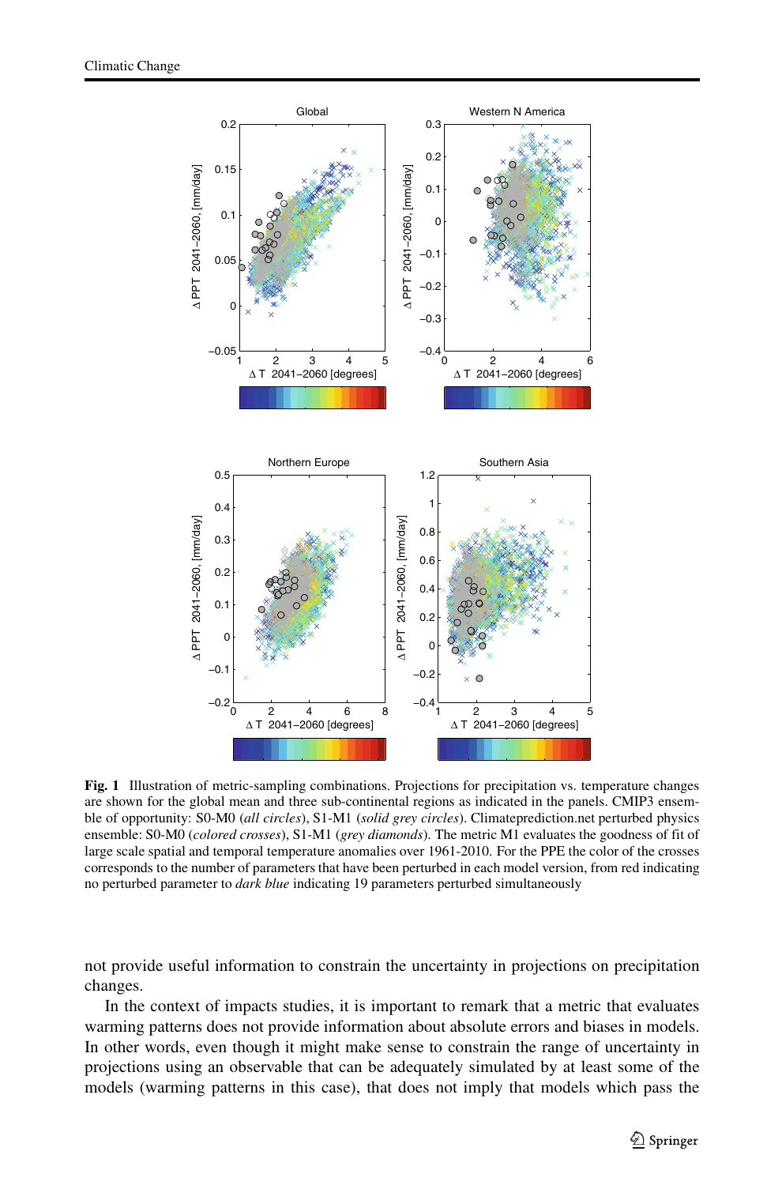**Fig. 1** Illustration of metric-sampling combinations. Projections for precipitation vs. temperature changes are shown for the global mean and three sub-continental regions as indicated in the panels. CMIP3 ensemble of opportunity: S0-M0 (*all circles*), S1-M1 (*solid grey circles*). Climateprediction.net perturbed physics ensemble: S0-M0 (*colored crosses*), S1-M1 (*grey diamonds*). The metric M1 evaluates the goodness of fit of large scale spatial and temporal temperature anomalies over 1961-2010. For the PPE the color of the crosses corresponds to the number of parameters that have been perturbed in each model version, from red indicating no perturbed parameter to *dark blue* indicating 19 parameters perturbed simultaneously

not provide useful information to constrain the uncertainty in projections on precipitation changes.

In the context of impacts studies, it is important to remark that a metric that evaluates warming patterns does not provide information about absolute errors and biases in models. In other words, even though it might make sense to constrain the range of uncertainty in projections using an observable that can be adequately simulated by at least some of the models (warming patterns in this case), that does not imply that models which pass the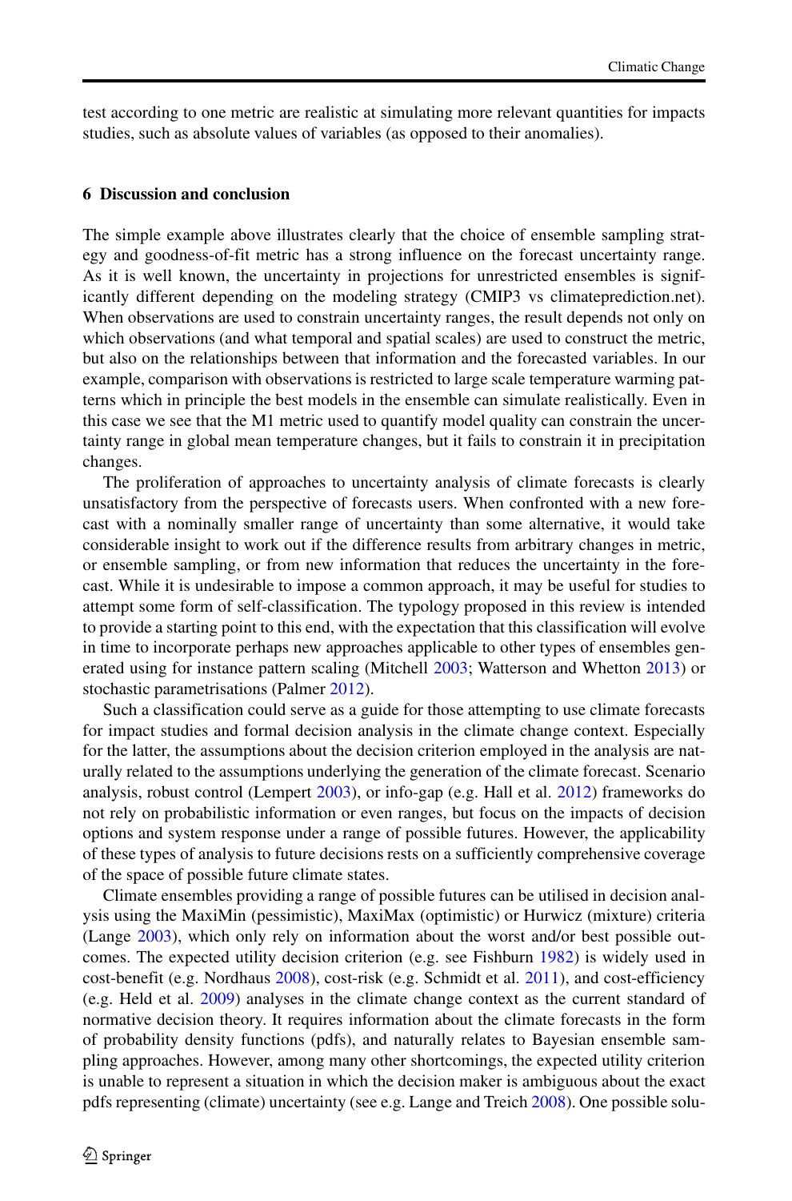test according to one metric are realistic at simulating more relevant quantities for impacts studies, such as absolute values of variables (as opposed to their anomalies).

## 6 Discussion and conclusion

The simple example above illustrates clearly that the choice of ensemble sampling strategy and goodness-of-fit metric has a strong influence on the forecast uncertainty range. As it is well known, the uncertainty in projections for unrestricted ensembles is significantly different depending on the modeling strategy (CMIP3 vs climateprediction.net). When observations are used to constrain uncertainty ranges, the result depends not only on which observations (and what temporal and spatial scales) are used to construct the metric, but also on the relationships between that information and the forecasted variables. In our example, comparison with observations is restricted to large scale temperature warming patterns which in principle the best models in the ensemble can simulate realistically. Even in this case we see that the M1 metric used to quantify model quality can constrain the uncertainty range in global mean temperature changes, but it fails to constrain it in precipitation changes.

The proliferation of approaches to uncertainty analysis of climate forecasts is clearly unsatisfactory from the perspective of forecasts users. When confronted with a new forecast with a nominally smaller range of uncertainty than some alternative, it would take considerable insight to work out if the difference results from arbitrary changes in metric, or ensemble sampling, or from new information that reduces the uncertainty in the forecast. While it is undesirable to impose a common approach, it may be useful for studies to attempt some form of self-classification. The typology proposed in this review is intended to provide a starting point to this end, with the expectation that this classification will evolve in time to incorporate perhaps new approaches applicable to other types of ensembles generated using for instance pattern scaling (Mitchell 2003; Watterson and Whetton 2013) or stochastic parametrisations (Palmer 2012).

Such a classification could serve as a guide for those attempting to use climate forecasts for impact studies and formal decision analysis in the climate change context. Especially for the latter, the assumptions about the decision criterion employed in the analysis are naturally related to the assumptions underlying the generation of the climate forecast. Scenario analysis, robust control (Lempert 2003), or info-gap (e.g. Hall et al. 2012) frameworks do not rely on probabilistic information or even ranges, but focus on the impacts of decision options and system response under a range of possible futures. However, the applicability of these types of analysis to future decisions rests on a sufficiently comprehensive coverage of the space of possible future climate states.

Climate ensembles providing a range of possible futures can be utilised in decision analysis using the MaxiMin (pessimistic), MaxiMax (optimistic) or Hurwicz (mixture) criteria (Lange 2003), which only rely on information about the worst and/or best possible outcomes. The expected utility decision criterion (e.g. see Fishburn 1982) is widely used in cost-benefit (e.g. Nordhaus 2008), cost-risk (e.g. Schmidt et al. 2011), and cost-efficiency (e.g. Held et al. 2009) analyses in the climate change context as the current standard of normative decision theory. It requires information about the climate forecasts in the form of probability density functions (pdfs), and naturally relates to Bayesian ensemble sampling approaches. However, among many other shortcomings, the expected utility criterion is unable to represent a situation in which the decision maker is ambiguous about the exact pdfs representing (climate) uncertainty (see e.g. Lange and Treich 2008). One possible solu-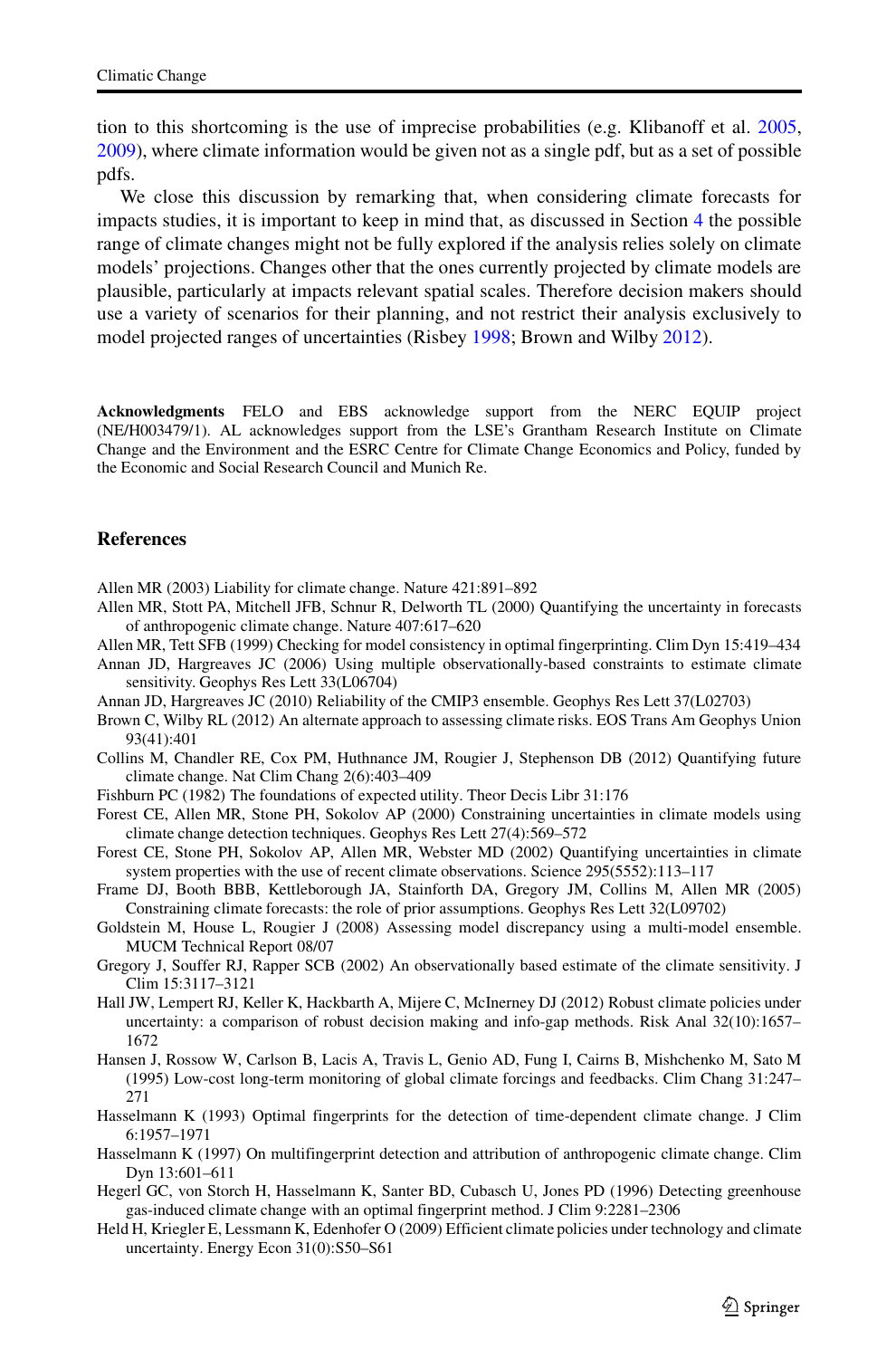tion to this shortcoming is the use of imprecise probabilities (e.g. Klibanoff et al. 2005, 2009), where climate information would be given not as a single pdf, but as a set of possible pdfs.

We close this discussion by remarking that, when considering climate forecasts for impacts studies, it is important to keep in mind that, as discussed in Section 4 the possible range of climate changes might not be fully explored if the analysis relies solely on climate models' projections. Changes other that the ones currently projected by climate models are plausible, particularly at impacts relevant spatial scales. Therefore decision makers should use a variety of scenarios for their planning, and not restrict their analysis exclusively to model projected ranges of uncertainties (Risbey 1998; Brown and Wilby 2012).

**Acknowledgments** FELO and EBS acknowledge support from the NERC EQUIP project (NE/H003479/1). AL acknowledges support from the LSE's Grantham Research Institute on Climate Change and the Environment and the ESRC Centre for Climate Change Economics and Policy, funded by the Economic and Social Research Council and Munich Re.

## References

Allen MR (2003) Liability for climate change. Nature 421:891–892

Allen MR, Stott PA, Mitchell JFB, Schnur R, Delworth TL (2000) Quantifying the uncertainty in forecasts of anthropogenic climate change. Nature 407:617–620

Allen MR, Tett SFB (1999) Checking for model consistency in optimal fingerprinting. Clim Dyn 15:419–434

Annan JD, Hargreaves JC (2006) Using multiple observationally-based constraints to estimate climate sensitivity. Geophys Res Lett 33(L06704)

Annan JD, Hargreaves JC (2010) Reliability of the CMIP3 ensemble. Geophys Res Lett 37(L02703)

Brown C, Wilby RL (2012) An alternate approach to assessing climate risks. EOS Trans Am Geophys Union 93(41):401

Collins M, Chandler RE, Cox PM, Huthnance JM, Rougier J, Stephenson DB (2012) Quantifying future climate change. Nat Clim Chang 2(6):403–409

Fishburn PC (1982) The foundations of expected utility. Theor Decis Libr 31:176

Forest CE, Allen MR, Stone PH, Sokolov AP (2000) Constraining uncertainties in climate models using climate change detection techniques. Geophys Res Lett 27(4):569–572

Forest CE, Stone PH, Sokolov AP, Allen MR, Webster MD (2002) Quantifying uncertainties in climate system properties with the use of recent climate observations. Science 295(5552):113–117

Frame DJ, Booth BBB, Kettleborough JA, Stainforth DA, Gregory JM, Collins M, Allen MR (2005) Constraining climate forecasts: the role of prior assumptions. Geophys Res Lett 32(L09702)

Goldstein M, House L, Rougier J (2008) Assessing model discrepancy using a multi-model ensemble. MUCM Technical Report 08/07

Gregory J, Souffer RJ, Rapper SCB (2002) An observationally based estimate of the climate sensitivity. J Clim 15:3117–3121

Hall JW, Lempert RJ, Keller K, Hackbarth A, Mijere C, McInerney DJ (2012) Robust climate policies under uncertainty: a comparison of robust decision making and info-gap methods. Risk Anal 32(10):1657–1672

Hansen J, Rossow W, Carlson B, Lacis A, Travis L, Genio AD, Fung I, Cairns B, Mishchenko M, Sato M (1995) Low-cost long-term monitoring of global climate forcings and feedbacks. Clim Chang 31:247–271

Hasselmann K (1993) Optimal fingerprints for the detection of time-dependent climate change. J Clim 6:1957–1971

Hasselmann K (1997) On multifingerprint detection and attribution of anthropogenic climate change. Clim Dyn 13:601–611

Hegerl GC, von Storch H, Hasselmann K, Santer BD, Cubasch U, Jones PD (1996) Detecting greenhouse gas-induced climate change with an optimal fingerprint method. J Clim 9:2281–2306

Held H, Kriegler E, Lessmann K, Edenhofer O (2009) Efficient climate policies under technology and climate uncertainty. Energy Econ 31(0):S50–S61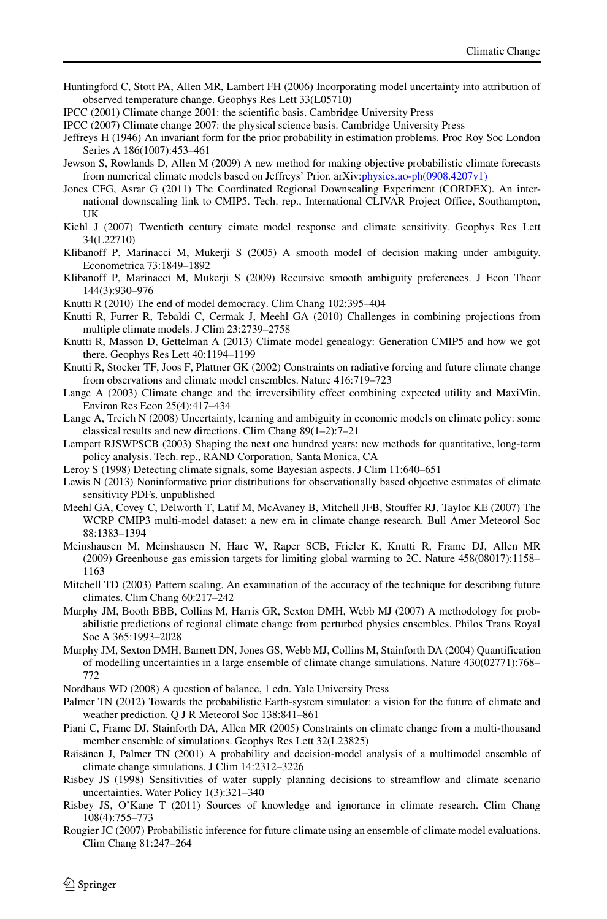Huntingford C, Stott PA, Allen MR, Lambert FH (2006) Incorporating model uncertainty into attribution of observed temperature change. Geophys Res Lett 33(L05710)

IPCC (2001) Climate change 2001: the scientific basis. Cambridge University Press

IPCC (2007) Climate change 2007: the physical science basis. Cambridge University Press

Jeffreys H (1946) An invariant form for the prior probability in estimation problems. Proc Roy Soc London Series A 186(1007):453–461

Jewson S, Rowlands D, Allen M (2009) A new method for making objective probabilistic climate forecasts from numerical climate models based on Jeffreys' Prior. arXiv:physics.ao-ph(0908.4207v1)

Jones CFG, Asrar G (2011) The Coordinated Regional Downscaling Experiment (CORDEX). An international downscaling link to CMIP5. Tech. rep., International CLIVAR Project Office, Southampton, UK

Kiehl J (2007) Twentieth century climate model response and climate sensitivity. Geophys Res Lett 34(L22710)

Klibanoff P, Marinacci M, Mukerji S (2005) A smooth model of decision making under ambiguity. Econometrica 73:1849–1892

Klibanoff P, Marinacci M, Mukerji S (2009) Recursive smooth ambiguity preferences. J Econ Theor 144(3):930–976

Knutti R (2010) The end of model democracy. Clim Chang 102:395–404

Knutti R, Furrer R, Tebaldi C, Cermak J, Meehl GA (2010) Challenges in combining projections from multiple climate models. J Clim 23:2739–2758

Knutti R, Masson D, Gettelman A (2013) Climate model genealogy: Generation CMIP5 and how we got there. Geophys Res Lett 40:1194–1199

Knutti R, Stocker TF, Joos F, Plattner GK (2002) Constraints on radiative forcing and future climate change from observations and climate model ensembles. Nature 416:719–723

Lange A (2003) Climate change and the irreversibility effect combining expected utility and MaxiMin. Environ Res Econ 25(4):417–434

Lange A, Treich N (2008) Uncertainty, learning and ambiguity in economic models on climate policy: some classical results and new directions. Clim Chang 89(1–2):7–21

Lempert RJSWPSCB (2003) Shaping the next one hundred years: new methods for quantitative, long-term policy analysis. Tech. rep., RAND Corporation, Santa Monica, CA

Leroy S (1998) Detecting climate signals, some Bayesian aspects. J Clim 11:640–651

Lewis N (2013) Noninformative prior distributions for observationally based objective estimates of climate sensitivity PDFs. unpublished

Meehl GA, Covey C, Delworth T, Latif M, McAvaney B, Mitchell JFB, Stouffer RJ, Taylor KE (2007) The WCRP CMIP3 multi-model dataset: a new era in climate change research. Bull Amer Meteorol Soc 88:1383–1394

Meinshausen M, Meinshausen N, Hare W, Raper SCB, Frieler K, Knutti R, Frame DJ, Allen MR (2009) Greenhouse gas emission targets for limiting global warming to 2C. Nature 458(08017):1158–1163

Mitchell TD (2003) Pattern scaling. An examination of the accuracy of the technique for describing future climates. Clim Chang 60:217–242

Murphy JM, Booth BBB, Collins M, Harris GR, Sexton DMH, Webb MJ (2007) A methodology for probabilistic predictions of regional climate change from perturbed physics ensembles. Philos Trans Royal Soc A 365:1993–2028

Murphy JM, Sexton DMH, Barnett DN, Jones GS, Webb MJ, Collins M, Stainforth DA (2004) Quantification of modelling uncertainties in a large ensemble of climate change simulations. Nature 430(02771):768–772

Nordhaus WD (2008) A question of balance, 1 edn. Yale University Press

Palmer TN (2012) Towards the probabilistic Earth-system simulator: a vision for the future of climate and weather prediction. Q J R Meteorol Soc 138:841–861

Piani C, Frame DJ, Stainforth DA, Allen MR (2005) Constraints on climate change from a multi-thousand member ensemble of simulations. Geophys Res Lett 32(L23825)

Räisänen J, Palmer TN (2001) A probability and decision-model analysis of a multimodel ensemble of climate change simulations. J Clim 14:2312–3226

Risbey JS (1998) Sensitivities of water supply planning decisions to streamflow and climate scenario uncertainties. Water Policy 1(3):321–340

Risbey JS, O'Kane T (2011) Sources of knowledge and ignorance in climate research. Clim Chang 108(4):755–773

Rougier JC (2007) Probabilistic inference for future climate using an ensemble of climate model evaluations. Clim Chang 81:247–264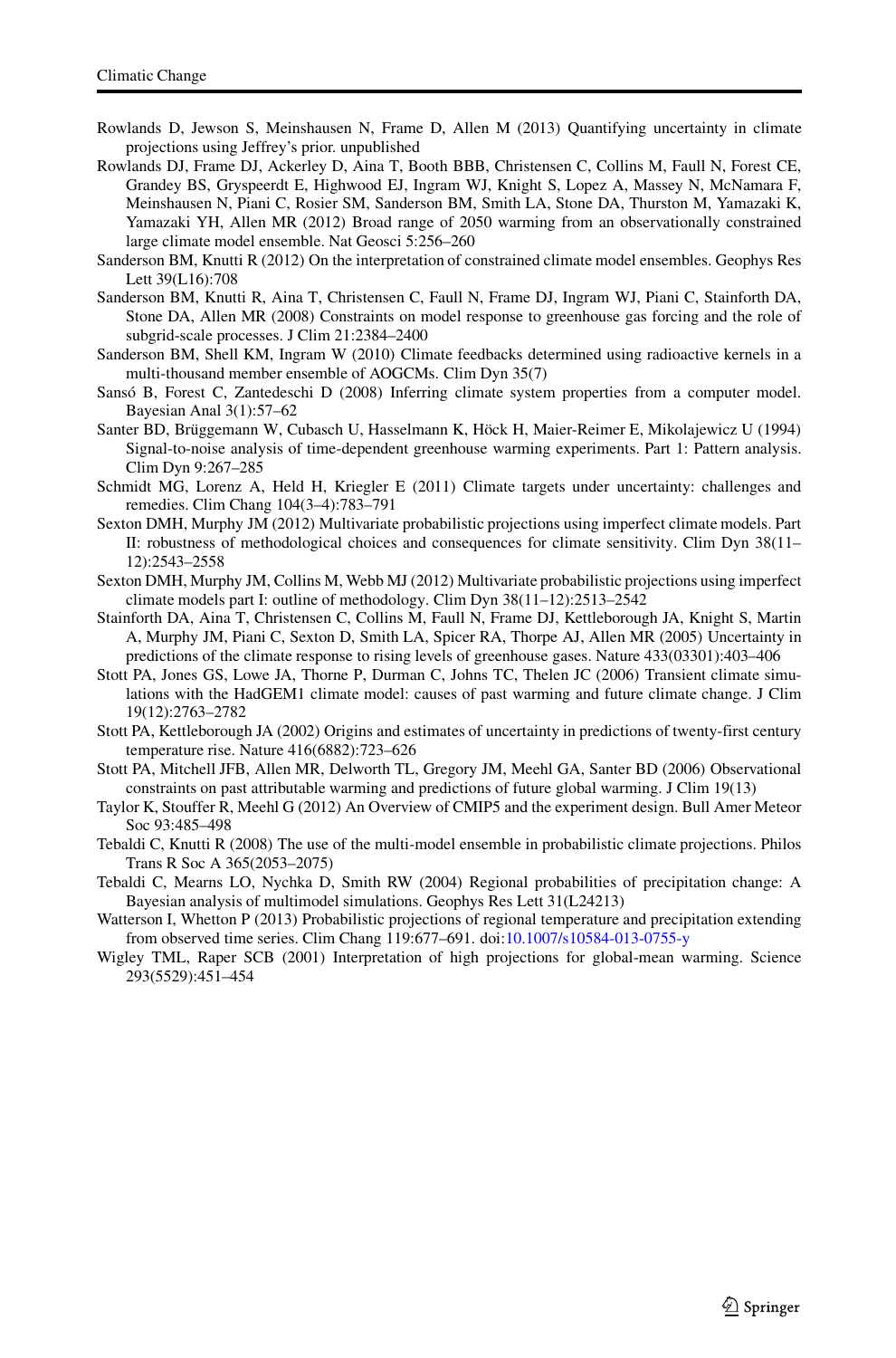Rowlands D, Jewson S, Meinshausen N, Frame D, Allen M (2013) Quantifying uncertainty in climate projections using Jeffrey's prior. unpublished

Rowlands DJ, Frame DJ, Ackerley D, Aina T, Booth BBB, Christensen C, Collins M, Faull N, Forest CE, Grandey BS, Gryspeerdt E, Highwood EJ, Ingram WJ, Knight S, Lopez A, Massey N, McNamara F, Meinshausen N, Piani C, Rosier SM, Sanderson BM, Smith LA, Stone DA, Thurston M, Yamazaki K, Yamazaki YH, Allen MR (2012) Broad range of 2050 warming from an observationally constrained large climate model ensemble. Nat Geosci 5:256–260

Sanderson BM, Knutti R (2012) On the interpretation of constrained climate model ensembles. Geophys Res Lett 39(L16):708

Sanderson BM, Knutti R, Aina T, Christensen C, Faull N, Frame DJ, Ingram WJ, Piani C, Stainforth DA, Stone DA, Allen MR (2008) Constraints on model response to greenhouse gas forcing and the role of subgrid-scale processes. J Clim 21:2384–2400

Sanderson BM, Shell KM, Ingram W (2010) Climate feedbacks determined using radioactive kernels in a multi-thousand member ensemble of AOGCMs. Clim Dyn 35(7)

Sansó B, Forest C, Zantedeschi D (2008) Inferring climate system properties from a computer model. Bayesian Anal 3(1):57–62

Santer BD, Brüggemann W, Cubasch U, Hasselmann K, Höck H, Maier-Reimer E, Mikolajewicz U (1994) Signal-to-noise analysis of time-dependent greenhouse warming experiments. Part 1: Pattern analysis. Clim Dyn 9:267–285

Schmidt MG, Lorenz A, Held H, Kriegler E (2011) Climate targets under uncertainty: challenges and remedies. Clim Chang 104(3–4):783–791

Sexton DMH, Murphy JM (2012) Multivariate probabilistic projections using imperfect climate models. Part II: robustness of methodological choices and consequences for climate sensitivity. Clim Dyn 38(11–12):2543–2558

Sexton DMH, Murphy JM, Collins M, Webb MJ (2012) Multivariate probabilistic projections using imperfect climate models part I: outline of methodology. Clim Dyn 38(11–12):2513–2542

Stainforth DA, Aina T, Christensen C, Collins M, Faull N, Frame DJ, Kettleborough JA, Knight S, Martin A, Murphy JM, Piani C, Sexton D, Smith LA, Spicer RA, Thorpe AJ, Allen MR (2005) Uncertainty in predictions of the climate response to rising levels of greenhouse gases. Nature 433(03301):403–406

Stott PA, Jones GS, Lowe JA, Thorne P, Durman C, Johns TC, Thelen JC (2006) Transient climate simulations with the HadGEM1 climate model: causes of past warming and future climate change. J Clim 19(12):2763–2782

Stott PA, Kettleborough JA (2002) Origins and estimates of uncertainty in predictions of twenty-first century temperature rise. Nature 416(6882):723–626

Stott PA, Mitchell JFB, Allen MR, Delworth TL, Gregory JM, Meehl GA, Santer BD (2006) Observational constraints on past attributable warming and predictions of future global warming. J Clim 19(13)

Taylor K, Stouffer R, Meehl G (2012) An Overview of CMIP5 and the experiment design. Bull Amer Meteor Soc 93:485–498

Tebaldi C, Knutti R (2008) The use of the multi-model ensemble in probabilistic climate projections. Philos Trans R Soc A 365(2053–2075)

Tebaldi C, Mearns LO, Nychka D, Smith RW (2004) Regional probabilities of precipitation change: A Bayesian analysis of multimodel simulations. Geophys Res Lett 31(L24213)

Watterson I, Whetton P (2013) Probabilistic projections of regional temperature and precipitation extending from observed time series. Clim Chang 119:677–691. doi:10.1007/s10584-013-0755-y

Wigley TML, Raper SCB (2001) Interpretation of high projections for global-mean warming. Science 293(5529):451–454